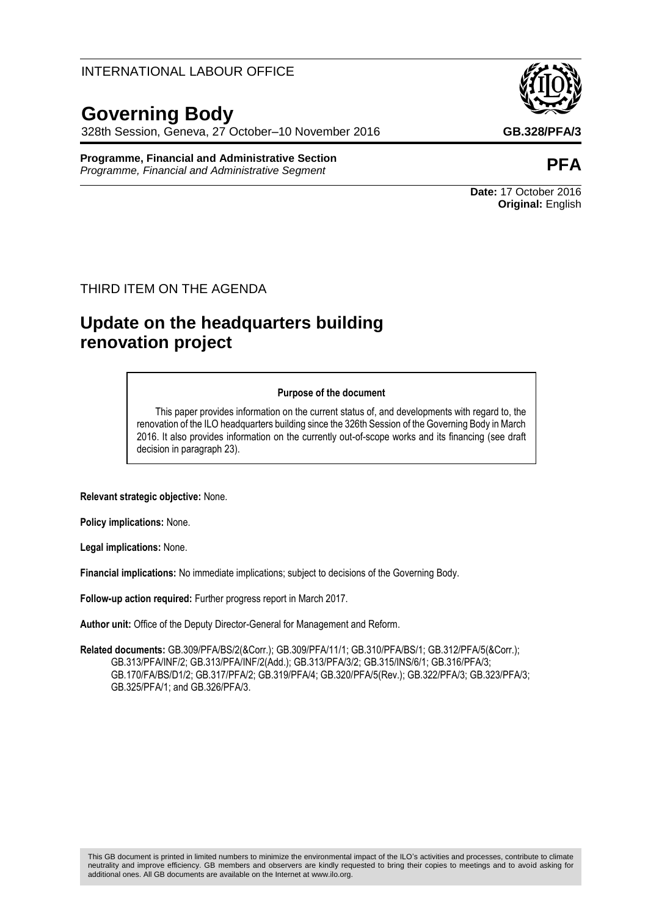INTERNATIONAL LABOUR OFFICE

# Governing Body

328th Session, Geneva, 27 October–10 November 2016

**GB.328/PFA/3**

**Programme, Financial and Administrative Section**
*Programme, Financial and Administrative Segment*

**PFA**

**Date:** 17 October 2016
**Original:** English

THIRD ITEM ON THE AGENDA

## Update on the headquarters building renovation project

**Purpose of the document**

This paper provides information on the current status of, and developments with regard to, the renovation of the ILO headquarters building since the 326th Session of the Governing Body in March 2016. It also provides information on the currently out-of-scope works and its financing (see draft decision in paragraph 23).

**Relevant strategic objective:** None.

**Policy implications:** None.

**Legal implications:** None.

**Financial implications:** No immediate implications; subject to decisions of the Governing Body.

**Follow-up action required:** Further progress report in March 2017.

**Author unit:** Office of the Deputy Director-General for Management and Reform.

**Related documents:** GB.309/PFA/BS/2(&Corr.); GB.309/PFA/11/1; GB.310/PFA/BS/1; GB.312/PFA/5(&Corr.); GB.313/PFA/INF/2; GB.313/PFA/INF/2(Add.); GB.313/PFA/3/2; GB.315/INS/6/1; GB.316/PFA/3; GB.170/FA/BS/D1/2; GB.317/PFA/2; GB.319/PFA/4; GB.320/PFA/5(Rev.); GB.322/PFA/3; GB.323/PFA/3; GB.325/PFA/1; and GB.326/PFA/3.

This GB document is printed in limited numbers to minimize the environmental impact of the ILO's activities and processes, contribute to climate neutrality and improve efficiency. GB members and observers are kindly requested to bring their copies to meetings and to avoid asking for additional ones. All GB documents are available on the Internet at www.ilo.org.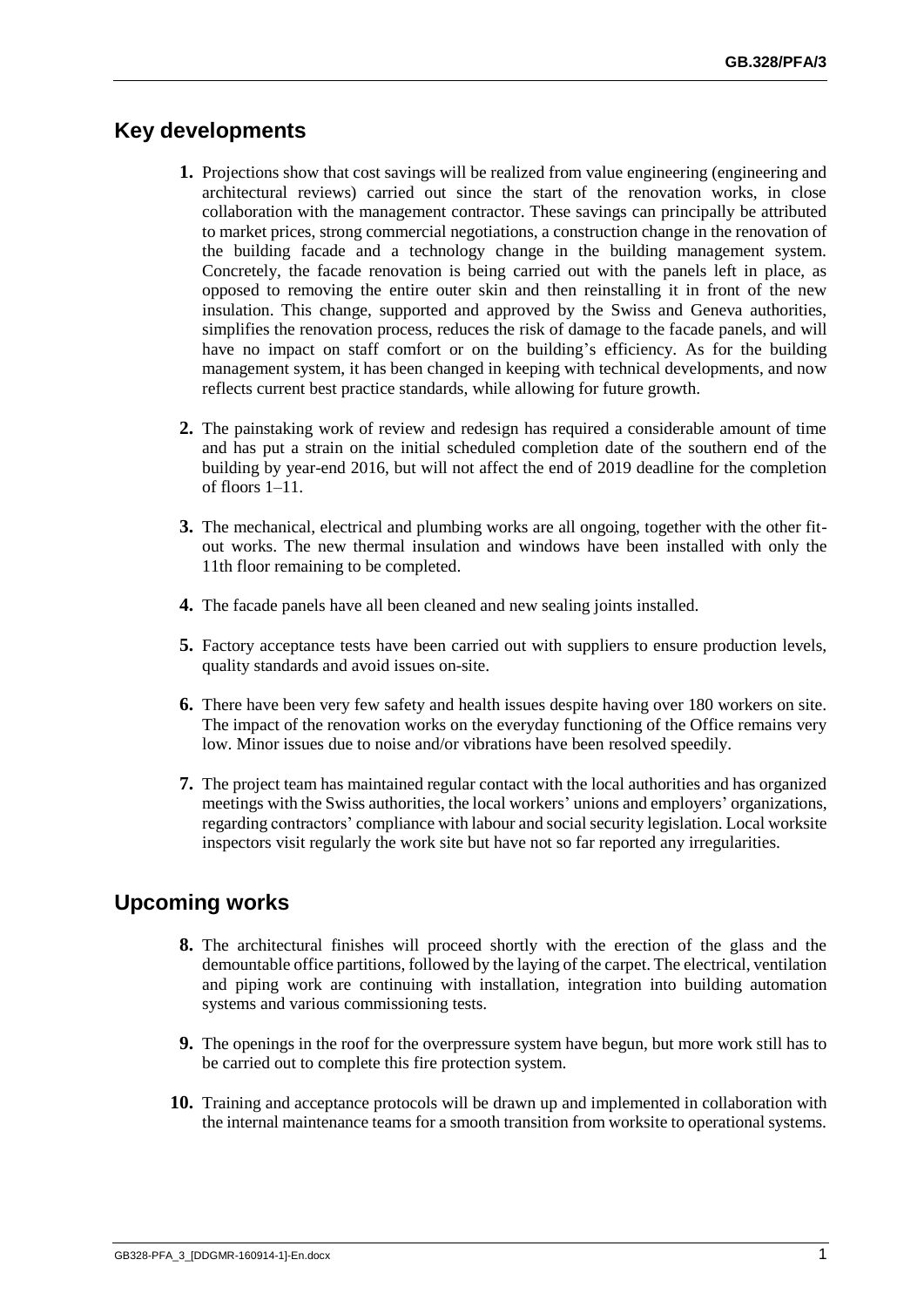## Key developments

**1.** Projections show that cost savings will be realized from value engineering (engineering and architectural reviews) carried out since the start of the renovation works, in close collaboration with the management contractor. These savings can principally be attributed to market prices, strong commercial negotiations, a construction change in the renovation of the building facade and a technology change in the building management system. Concretely, the facade renovation is being carried out with the panels left in place, as opposed to removing the entire outer skin and then reinstalling it in front of the new insulation. This change, supported and approved by the Swiss and Geneva authorities, simplifies the renovation process, reduces the risk of damage to the facade panels, and will have no impact on staff comfort or on the building's efficiency. As for the building management system, it has been changed in keeping with technical developments, and now reflects current best practice standards, while allowing for future growth.

**2.** The painstaking work of review and redesign has required a considerable amount of time and has put a strain on the initial scheduled completion date of the southern end of the building by year-end 2016, but will not affect the end of 2019 deadline for the completion of floors 1–11.

**3.** The mechanical, electrical and plumbing works are all ongoing, together with the other fit-out works. The new thermal insulation and windows have been installed with only the 11th floor remaining to be completed.

**4.** The facade panels have all been cleaned and new sealing joints installed.

**5.** Factory acceptance tests have been carried out with suppliers to ensure production levels, quality standards and avoid issues on-site.

**6.** There have been very few safety and health issues despite having over 180 workers on site. The impact of the renovation works on the everyday functioning of the Office remains very low. Minor issues due to noise and/or vibrations have been resolved speedily.

**7.** The project team has maintained regular contact with the local authorities and has organized meetings with the Swiss authorities, the local workers' unions and employers' organizations, regarding contractors' compliance with labour and social security legislation. Local worksite inspectors visit regularly the work site but have not so far reported any irregularities.

## Upcoming works

**8.** The architectural finishes will proceed shortly with the erection of the glass and the demountable office partitions, followed by the laying of the carpet. The electrical, ventilation and piping work are continuing with installation, integration into building automation systems and various commissioning tests.

**9.** The openings in the roof for the overpressure system have begun, but more work still has to be carried out to complete this fire protection system.

**10.** Training and acceptance protocols will be drawn up and implemented in collaboration with the internal maintenance teams for a smooth transition from worksite to operational systems.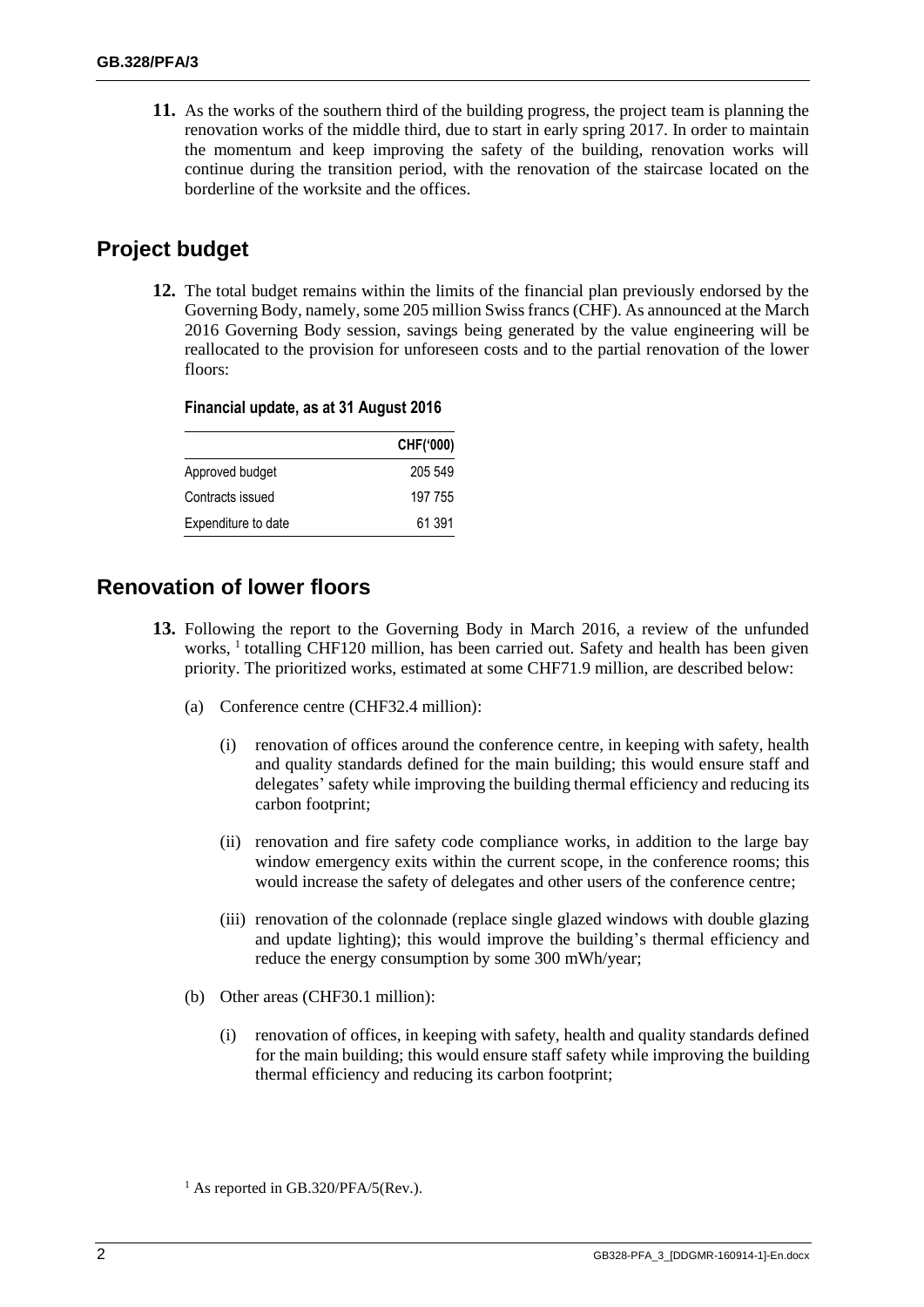**11.** As the works of the southern third of the building progress, the project team is planning the renovation works of the middle third, due to start in early spring 2017. In order to maintain the momentum and keep improving the safety of the building, renovation works will continue during the transition period, with the renovation of the staircase located on the borderline of the worksite and the offices.

## Project budget

**12.** The total budget remains within the limits of the financial plan previously endorsed by the Governing Body, namely, some 205 million Swiss francs (CHF). As announced at the March 2016 Governing Body session, savings being generated by the value engineering will be reallocated to the provision for unforeseen costs and to the partial renovation of the lower floors:

**Financial update, as at 31 August 2016**

| | CHF('000) |
|---|---|
| Approved budget | 205 549 |
| Contracts issued | 197 755 |
| Expenditure to date | 61 391 |

## Renovation of lower floors

**13.** Following the report to the Governing Body in March 2016, a review of the unfunded works, [1] totalling CHF120 million, has been carried out. Safety and health has been given priority. The prioritized works, estimated at some CHF71.9 million, are described below:

(a) Conference centre (CHF32.4 million):

(i) renovation of offices around the conference centre, in keeping with safety, health and quality standards defined for the main building; this would ensure staff and delegates' safety while improving the building thermal efficiency and reducing its carbon footprint;

(ii) renovation and fire safety code compliance works, in addition to the large bay window emergency exits within the current scope, in the conference rooms; this would increase the safety of delegates and other users of the conference centre;

(iii) renovation of the colonnade (replace single glazed windows with double glazing and update lighting); this would improve the building's thermal efficiency and reduce the energy consumption by some 300 mWh/year;

(b) Other areas (CHF30.1 million):

(i) renovation of offices, in keeping with safety, health and quality standards defined for the main building; this would ensure staff safety while improving the building thermal efficiency and reducing its carbon footprint;

[1] As reported in GB.320/PFA/5(Rev.).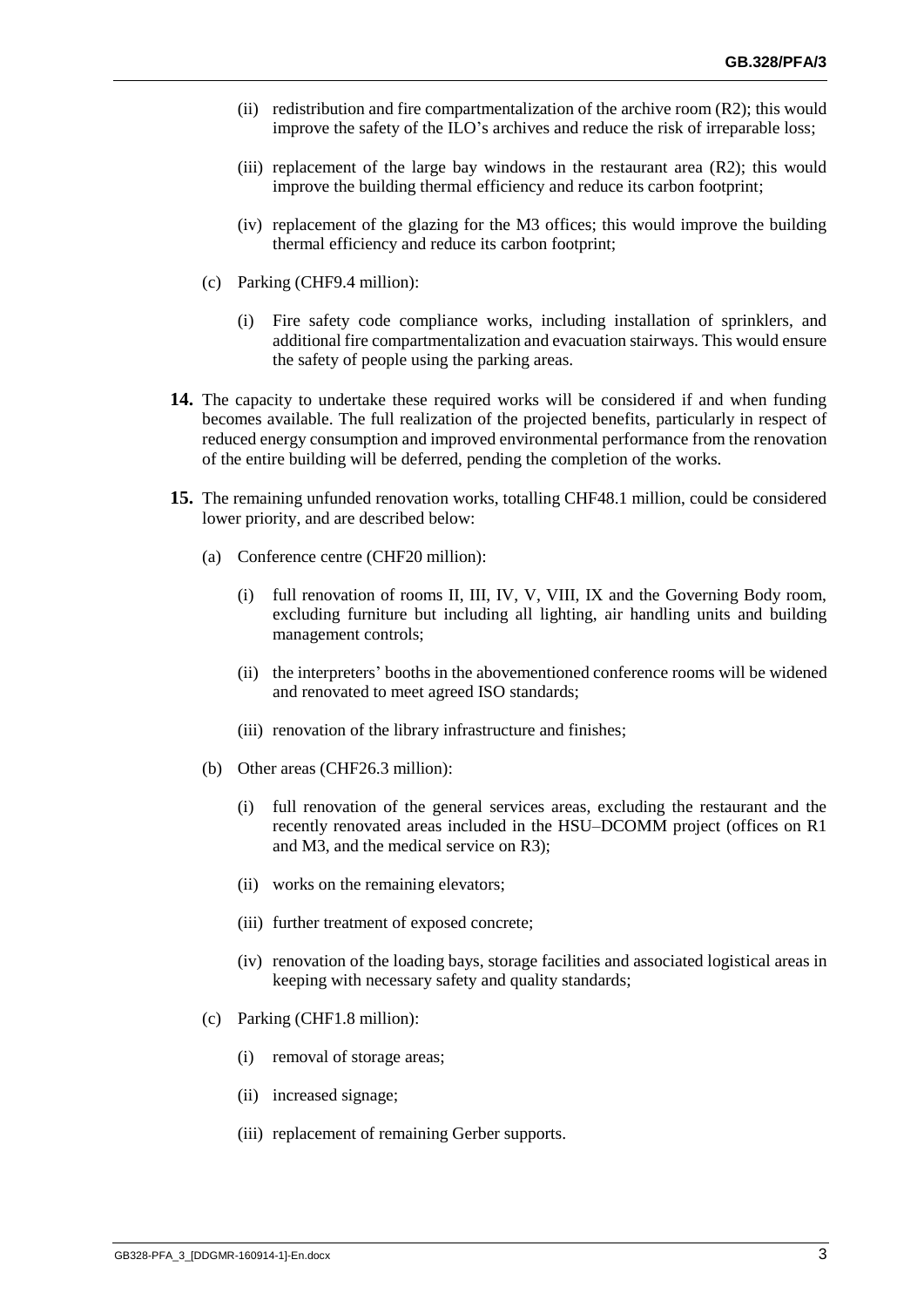(ii) redistribution and fire compartmentalization of the archive room (R2); this would improve the safety of the ILO's archives and reduce the risk of irreparable loss;

(iii) replacement of the large bay windows in the restaurant area (R2); this would improve the building thermal efficiency and reduce its carbon footprint;

(iv) replacement of the glazing for the M3 offices; this would improve the building thermal efficiency and reduce its carbon footprint;

(c) Parking (CHF9.4 million):

(i) Fire safety code compliance works, including installation of sprinklers, and additional fire compartmentalization and evacuation stairways. This would ensure the safety of people using the parking areas.

**14.** The capacity to undertake these required works will be considered if and when funding becomes available. The full realization of the projected benefits, particularly in respect of reduced energy consumption and improved environmental performance from the renovation of the entire building will be deferred, pending the completion of the works.

**15.** The remaining unfunded renovation works, totalling CHF48.1 million, could be considered lower priority, and are described below:

(a) Conference centre (CHF20 million):

(i) full renovation of rooms II, III, IV, V, VIII, IX and the Governing Body room, excluding furniture but including all lighting, air handling units and building management controls;

(ii) the interpreters' booths in the abovementioned conference rooms will be widened and renovated to meet agreed ISO standards;

(iii) renovation of the library infrastructure and finishes;

(b) Other areas (CHF26.3 million):

(i) full renovation of the general services areas, excluding the restaurant and the recently renovated areas included in the HSU–DCOMM project (offices on R1 and M3, and the medical service on R3);

(ii) works on the remaining elevators;

(iii) further treatment of exposed concrete;

(iv) renovation of the loading bays, storage facilities and associated logistical areas in keeping with necessary safety and quality standards;

(c) Parking (CHF1.8 million):

(i) removal of storage areas;

(ii) increased signage;

(iii) replacement of remaining Gerber supports.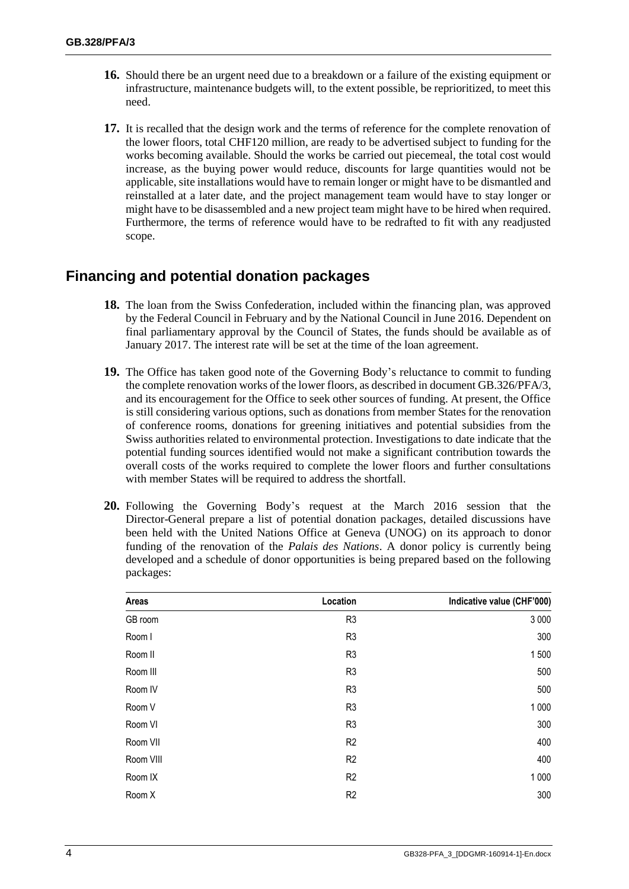**16.** Should there be an urgent need due to a breakdown or a failure of the existing equipment or infrastructure, maintenance budgets will, to the extent possible, be reprioritized, to meet this need.

**17.** It is recalled that the design work and the terms of reference for the complete renovation of the lower floors, total CHF120 million, are ready to be advertised subject to funding for the works becoming available. Should the works be carried out piecemeal, the total cost would increase, as the buying power would reduce, discounts for large quantities would not be applicable, site installations would have to remain longer or might have to be dismantled and reinstalled at a later date, and the project management team would have to stay longer or might have to be disassembled and a new project team might have to be hired when required. Furthermore, the terms of reference would have to be redrafted to fit with any readjusted scope.

## Financing and potential donation packages

**18.** The loan from the Swiss Confederation, included within the financing plan, was approved by the Federal Council in February and by the National Council in June 2016. Dependent on final parliamentary approval by the Council of States, the funds should be available as of January 2017. The interest rate will be set at the time of the loan agreement.

**19.** The Office has taken good note of the Governing Body's reluctance to commit to funding the complete renovation works of the lower floors, as described in document GB.326/PFA/3, and its encouragement for the Office to seek other sources of funding. At present, the Office is still considering various options, such as donations from member States for the renovation of conference rooms, donations for greening initiatives and potential subsidies from the Swiss authorities related to environmental protection. Investigations to date indicate that the potential funding sources identified would not make a significant contribution towards the overall costs of the works required to complete the lower floors and further consultations with member States will be required to address the shortfall.

**20.** Following the Governing Body's request at the March 2016 session that the Director-General prepare a list of potential donation packages, detailed discussions have been held with the United Nations Office at Geneva (UNOG) on its approach to donor funding of the renovation of the *Palais des Nations*. A donor policy is currently being developed and a schedule of donor opportunities is being prepared based on the following packages:

| Areas | Location | Indicative value (CHF'000) |
|---|---|---|
| GB room | R3 | 3 000 |
| Room I | R3 | 300 |
| Room II | R3 | 1 500 |
| Room III | R3 | 500 |
| Room IV | R3 | 500 |
| Room V | R3 | 1 000 |
| Room VI | R3 | 300 |
| Room VII | R2 | 400 |
| Room VIII | R2 | 400 |
| Room IX | R2 | 1 000 |
| Room X | R2 | 300 |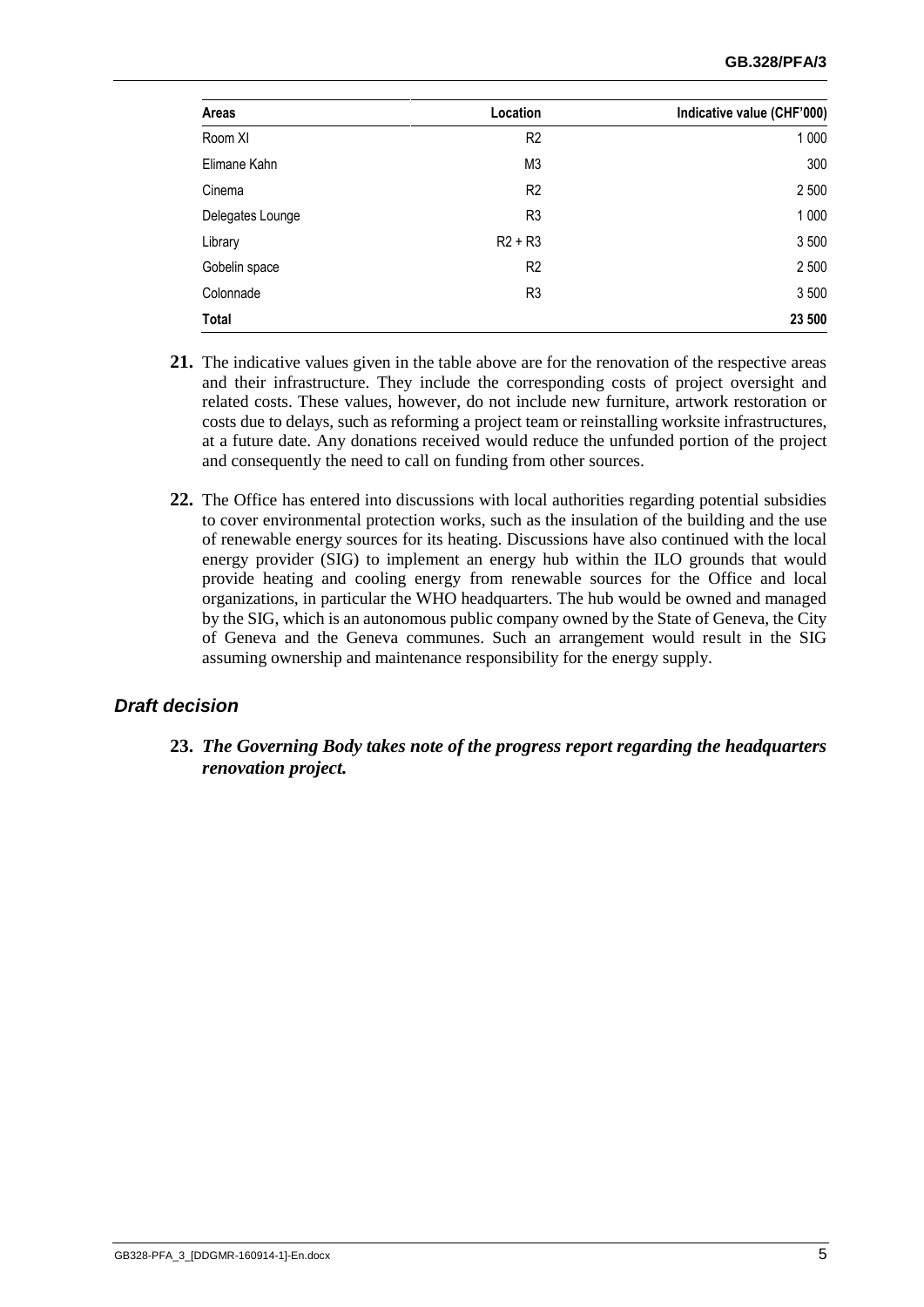| Areas | Location | Indicative value (CHF'000) |
|---|---|---|
| Room XI | R2 | 1 000 |
| Elimane Kahn | M3 | 300 |
| Cinema | R2 | 2 500 |
| Delegates Lounge | R3 | 1 000 |
| Library | R2 + R3 | 3 500 |
| Gobelin space | R2 | 2 500 |
| Colonnade | R3 | 3 500 |
| **Total** | | **23 500** |

**21.** The indicative values given in the table above are for the renovation of the respective areas and their infrastructure. They include the corresponding costs of project oversight and related costs. These values, however, do not include new furniture, artwork restoration or costs due to delays, such as reforming a project team or reinstalling worksite infrastructures, at a future date. Any donations received would reduce the unfunded portion of the project and consequently the need to call on funding from other sources.

**22.** The Office has entered into discussions with local authorities regarding potential subsidies to cover environmental protection works, such as the insulation of the building and the use of renewable energy sources for its heating. Discussions have also continued with the local energy provider (SIG) to implement an energy hub within the ILO grounds that would provide heating and cooling energy from renewable sources for the Office and local organizations, in particular the WHO headquarters. The hub would be owned and managed by the SIG, which is an autonomous public company owned by the State of Geneva, the City of Geneva and the Geneva communes. Such an arrangement would result in the SIG assuming ownership and maintenance responsibility for the energy supply.

## *Draft decision*

**23.** ***The Governing Body takes note of the progress report regarding the headquarters renovation project.***